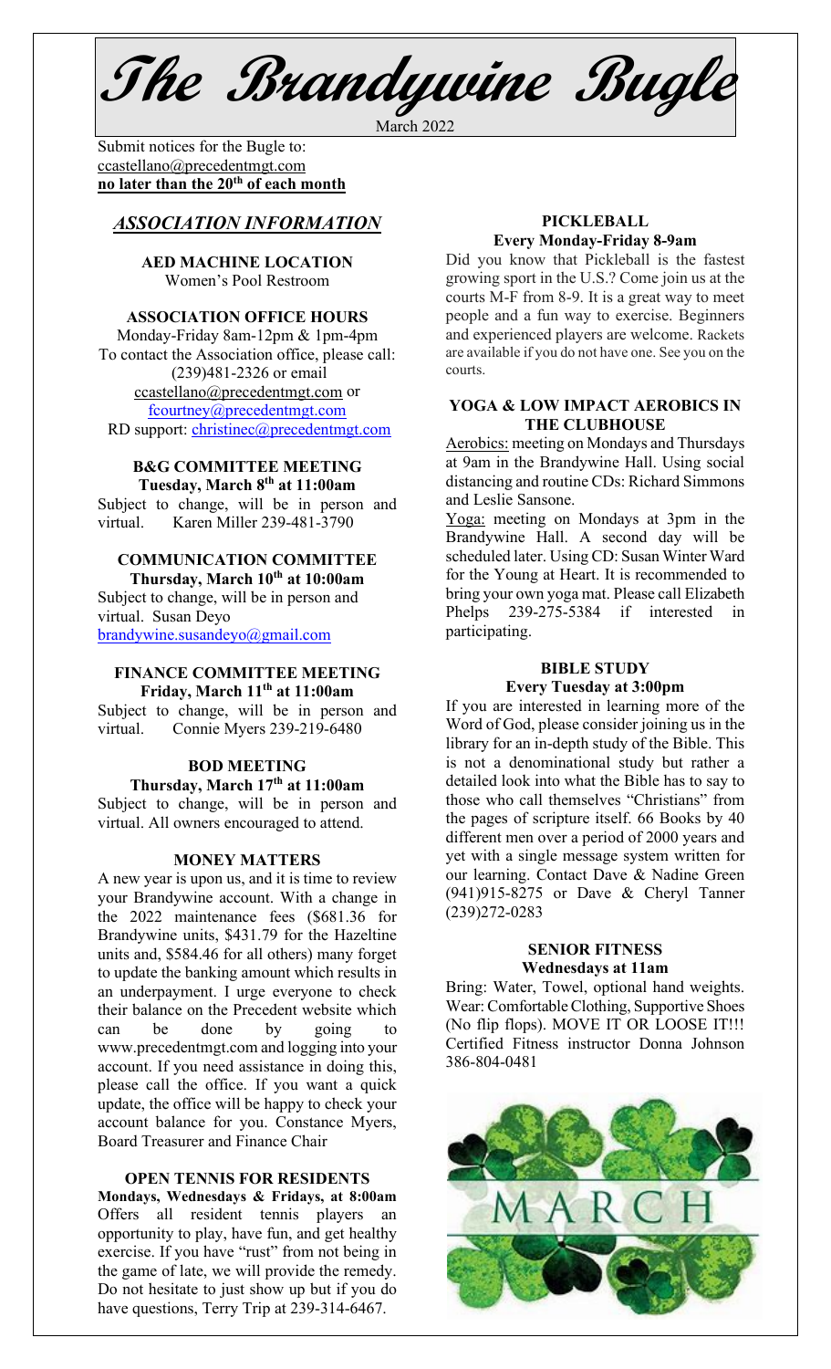# The Brandywine Bugle

March 2022

Submit notices for the Bugle to: ccastellano@precedentmgt.com **no later than the 20th of each month**

## *ASSOCIATION INFORMATION*

**AED MACHINE LOCATION**
Women's Pool Restroom

**ASSOCIATION OFFICE HOURS**
Monday-Friday 8am-12pm & 1pm-4pm
To contact the Association office, please call: (239)481-2326 or email ccastellano@precedentmgt.com or fcourtney@precedentmgt.com
RD support: christinec@precedentmgt.com

**B&G COMMITTEE MEETING**
**Tuesday, March 8th at 11:00am**
Subject to change, will be in person and virtual. Karen Miller 239-481-3790

**COMMUNICATION COMMITTEE**
**Thursday, March 10th at 10:00am**
Subject to change, will be in person and virtual. Susan Deyo brandywine.susandeyo@gmail.com

**FINANCE COMMITTEE MEETING**
**Friday, March 11th at 11:00am**
Subject to change, will be in person and virtual. Connie Myers 239-219-6480

**BOD MEETING**
**Thursday, March 17th at 11:00am**
Subject to change, will be in person and virtual. All owners encouraged to attend.

**MONEY MATTERS**

A new year is upon us, and it is time to review your Brandywine account. With a change in the 2022 maintenance fees ($681.36 for Brandywine units, $431.79 for the Hazeltine units and, $584.46 for all others) many forget to update the banking amount which results in an underpayment. I urge everyone to check their balance on the Precedent website which can be done by going to www.precedentmgt.com and logging into your account. If you need assistance in doing this, please call the office. If you want a quick update, the office will be happy to check your account balance for you. Constance Myers, Board Treasurer and Finance Chair

**OPEN TENNIS FOR RESIDENTS**
**Mondays, Wednesdays & Fridays, at 8:00am**
Offers all resident tennis players an opportunity to play, have fun, and get healthy exercise. If you have "rust" from not being in the game of late, we will provide the remedy. Do not hesitate to just show up but if you do have questions, Terry Trip at 239-314-6467.

**PICKLEBALL**
**Every Monday-Friday 8-9am**
Did you know that Pickleball is the fastest growing sport in the U.S.? Come join us at the courts M-F from 8-9. It is a great way to meet people and a fun way to exercise. Beginners and experienced players are welcome. Rackets are available if you do not have one. See you on the courts.

**YOGA & LOW IMPACT AEROBICS IN THE CLUBHOUSE**

Aerobics: meeting on Mondays and Thursdays at 9am in the Brandywine Hall. Using social distancing and routine CDs: Richard Simmons and Leslie Sansone.

Yoga: meeting on Mondays at 3pm in the Brandywine Hall. A second day will be scheduled later. Using CD: Susan Winter Ward for the Young at Heart. It is recommended to bring your own yoga mat. Please call Elizabeth Phelps 239-275-5384 if interested in participating.

**BIBLE STUDY**
**Every Tuesday at 3:00pm**
If you are interested in learning more of the Word of God, please consider joining us in the library for an in-depth study of the Bible. This is not a denominational study but rather a detailed look into what the Bible has to say to those who call themselves "Christians" from the pages of scripture itself. 66 Books by 40 different men over a period of 2000 years and yet with a single message system written for our learning. Contact Dave & Nadine Green (941)915-8275 or Dave & Cheryl Tanner (239)272-0283

**SENIOR FITNESS**
**Wednesdays at 11am**
Bring: Water, Towel, optional hand weights. Wear: Comfortable Clothing, Supportive Shoes (No flip flops). MOVE IT OR LOOSE IT!!! Certified Fitness instructor Donna Johnson 386-804-0481

MARCH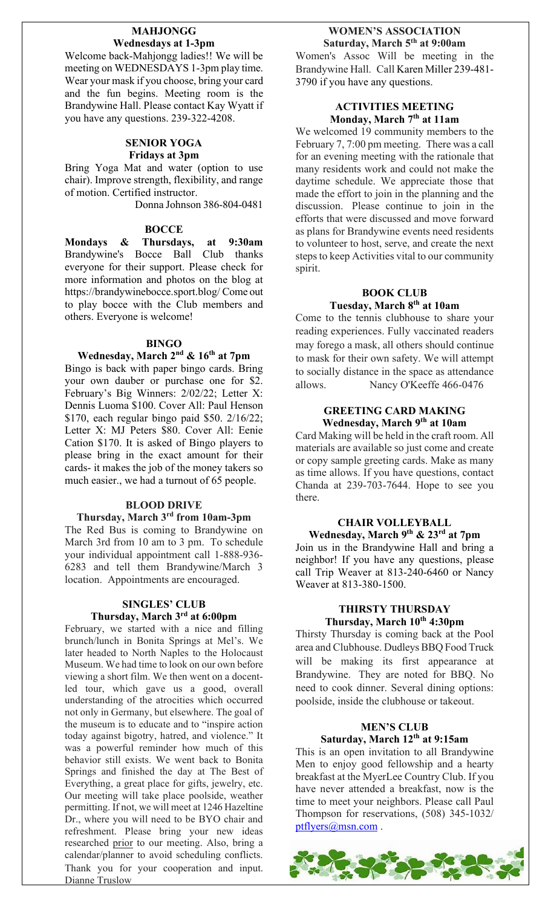## MAHJONGG

### Wednesdays at 1-3pm

Welcome back-Mahjongg ladies!! We will be meeting on WEDNESDAYS 1-3pm play time. Wear your mask if you choose, bring your card and the fun begins. Meeting room is the Brandywine Hall. Please contact Kay Wyatt if you have any questions. 239-322-4208.

## SENIOR YOGA

### Fridays at 3pm

Bring Yoga Mat and water (option to use chair). Improve strength, flexibility, and range of motion. Certified instructor.

Donna Johnson 386-804-0481

## BOCCE

**Mondays & Thursdays, at 9:30am** Brandywine's Bocce Ball Club thanks everyone for their support. Please check for more information and photos on the blog at https://brandywinebocce.sport.blog/ Come out to play bocce with the Club members and others. Everyone is welcome!

## BINGO

### Wednesday, March 2nd & 16th at 7pm

Bingo is back with paper bingo cards. Bring your own dauber or purchase one for $2. February's Big Winners: 2/02/22; Letter X: Dennis Luoma $100. Cover All: Paul Henson $170, each regular bingo paid $50. 2/16/22; Letter X: MJ Peters $80. Cover All: Eenie Cation $170. It is asked of Bingo players to please bring in the exact amount for their cards- it makes the job of the money takers so much easier., we had a turnout of 65 people.

## BLOOD DRIVE

### Thursday, March 3rd from 10am-3pm

The Red Bus is coming to Brandywine on March 3rd from 10 am to 3 pm. To schedule your individual appointment call 1-888-936-6283 and tell them Brandywine/March 3 location. Appointments are encouraged.

## SINGLES' CLUB

### Thursday, March 3rd at 6:00pm

February, we started with a nice and filling brunch/lunch in Bonita Springs at Mel's. We later headed to North Naples to the Holocaust Museum. We had time to look on our own before viewing a short film. We then went on a docent-led tour, which gave us a good, overall understanding of the atrocities which occurred not only in Germany, but elsewhere. The goal of the museum is to educate and to "inspire action today against bigotry, hatred, and violence." It was a powerful reminder how much of this behavior still exists. We went back to Bonita Springs and finished the day at The Best of Everything, a great place for gifts, jewelry, etc. Our meeting will take place poolside, weather permitting. If not, we will meet at 1246 Hazeltine Dr., where you will need to be BYO chair and refreshment. Please bring your new ideas researched prior to our meeting. Also, bring a calendar/planner to avoid scheduling conflicts. Thank you for your cooperation and input. Dianne Truslow

## WOMEN'S ASSOCIATION

### Saturday, March 5th at 9:00am

Women's Assoc Will be meeting in the Brandywine Hall. Call Karen Miller 239-481-3790 if you have any questions.

## ACTIVITIES MEETING

### Monday, March 7th at 11am

We welcomed 19 community members to the February 7, 7:00 pm meeting. There was a call for an evening meeting with the rationale that many residents work and could not make the daytime schedule. We appreciate those that made the effort to join in the planning and the discussion. Please continue to join in the efforts that were discussed and move forward as plans for Brandywine events need residents to volunteer to host, serve, and create the next steps to keep Activities vital to our community spirit.

## BOOK CLUB

### Tuesday, March 8th at 10am

Come to the tennis clubhouse to share your reading experiences. Fully vaccinated readers may forego a mask, all others should continue to mask for their own safety. We will attempt to socially distance in the space as attendance allows. Nancy O'Keeffe 466-0476

## GREETING CARD MAKING

### Wednesday, March 9th at 10am

Card Making will be held in the craft room. All materials are available so just come and create or copy sample greeting cards. Make as many as time allows. If you have questions, contact Chanda at 239-703-7644. Hope to see you there.

## CHAIR VOLLEYBALL

### Wednesday, March 9th & 23rd at 7pm

Join us in the Brandywine Hall and bring a neighbor! If you have any questions, please call Trip Weaver at 813-240-6460 or Nancy Weaver at 813-380-1500.

## THIRSTY THURSDAY

### Thursday, March 10th 4:30pm

Thirsty Thursday is coming back at the Pool area and Clubhouse. Dudleys BBQ Food Truck will be making its first appearance at Brandywine. They are noted for BBQ. No need to cook dinner. Several dining options: poolside, inside the clubhouse or takeout.

## MEN'S CLUB

### Saturday, March 12th at 9:15am

This is an open invitation to all Brandywine Men to enjoy good fellowship and a hearty breakfast at the MyerLee Country Club. If you have never attended a breakfast, now is the time to meet your neighbors. Please call Paul Thompson for reservations, (508) 345-1032/ ptflyers@msn.com .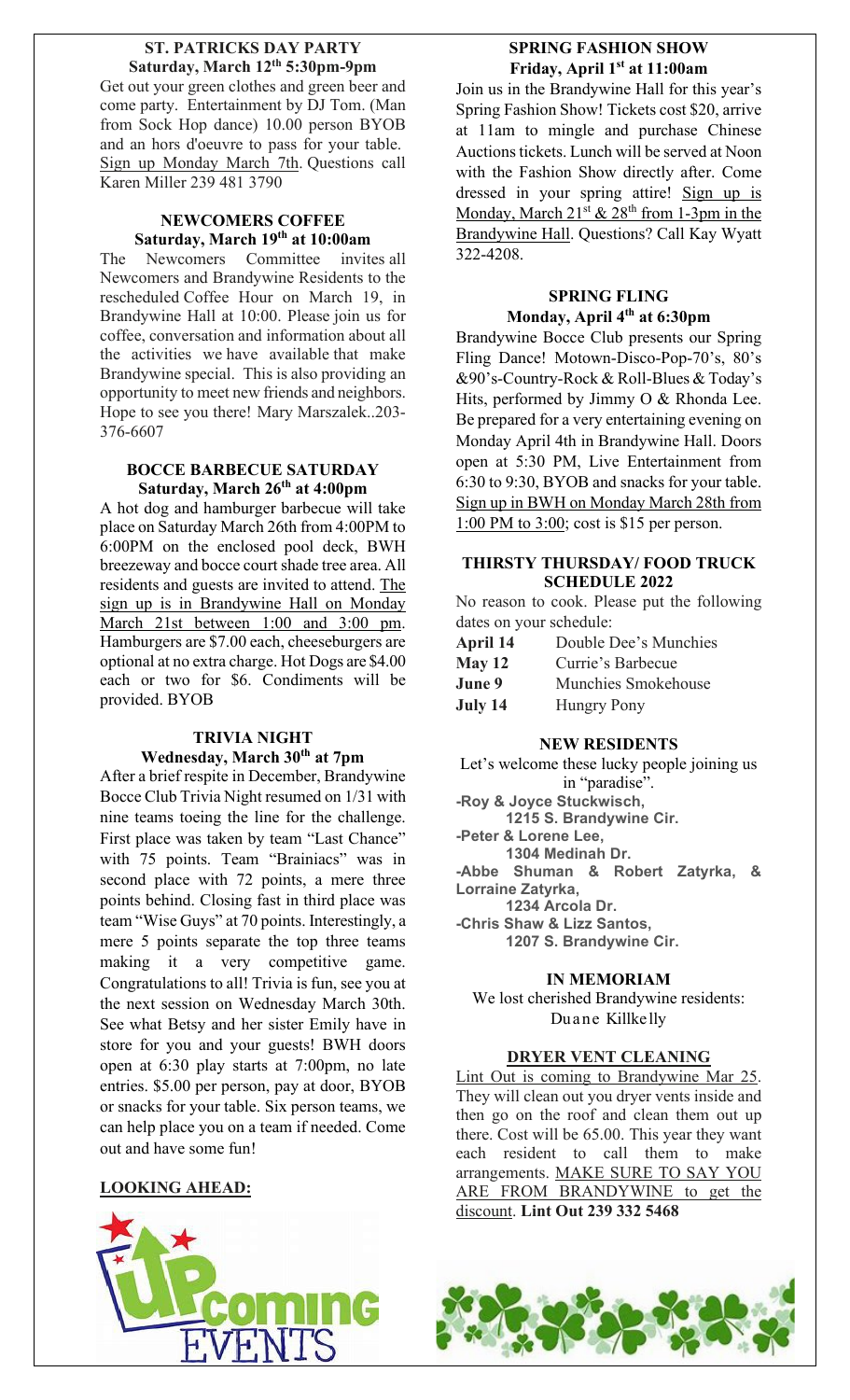## ST. PATRICKS DAY PARTY
**Saturday, March 12th 5:30pm-9pm**

Get out your green clothes and green beer and come party. Entertainment by DJ Tom. (Man from Sock Hop dance) 10.00 person BYOB and an hors d'oeuvre to pass for your table. Sign up Monday March 7th. Questions call Karen Miller 239 481 3790

## NEWCOMERS COFFEE
**Saturday, March 19th at 10:00am**

The Newcomers Committee invites all Newcomers and Brandywine Residents to the rescheduled Coffee Hour on March 19, in Brandywine Hall at 10:00. Please join us for coffee, conversation and information about all the activities we have available that make Brandywine special. This is also providing an opportunity to meet new friends and neighbors. Hope to see you there! Mary Marszalek..203-376-6607

## BOCCE BARBECUE SATURDAY
**Saturday, March 26th at 4:00pm**

A hot dog and hamburger barbecue will take place on Saturday March 26th from 4:00PM to 6:00PM on the enclosed pool deck, BWH breezeway and bocce court shade tree area. All residents and guests are invited to attend. The sign up is in Brandywine Hall on Monday March 21st between 1:00 and 3:00 pm. Hamburgers are $7.00 each, cheeseburgers are optional at no extra charge. Hot Dogs are $4.00 each or two for $6. Condiments will be provided. BYOB

## TRIVIA NIGHT
**Wednesday, March 30th at 7pm**

After a brief respite in December, Brandywine Bocce Club Trivia Night resumed on 1/31 with nine teams toeing the line for the challenge. First place was taken by team "Last Chance" with 75 points. Team "Brainiacs" was in second place with 72 points, a mere three points behind. Closing fast in third place was team "Wise Guys" at 70 points. Interestingly, a mere 5 points separate the top three teams making it a very competitive game. Congratulations to all! Trivia is fun, see you at the next session on Wednesday March 30th. See what Betsy and her sister Emily have in store for you and your guests! BWH doors open at 6:30 play starts at 7:00pm, no late entries. $5.00 per person, pay at door, BYOB or snacks for your table. Six person teams, we can help place you on a team if needed. Come out and have some fun!

**LOOKING AHEAD:**

## SPRING FASHION SHOW
**Friday, April 1st at 11:00am**

Join us in the Brandywine Hall for this year's Spring Fashion Show! Tickets cost $20, arrive at 11am to mingle and purchase Chinese Auctions tickets. Lunch will be served at Noon with the Fashion Show directly after. Come dressed in your spring attire! Sign up is Monday, March 21st & 28th from 1-3pm in the Brandywine Hall. Questions? Call Kay Wyatt 322-4208.

## SPRING FLING
**Monday, April 4th at 6:30pm**

Brandywine Bocce Club presents our Spring Fling Dance! Motown-Disco-Pop-70's, 80's &90's-Country-Rock & Roll-Blues & Today's Hits, performed by Jimmy O & Rhonda Lee. Be prepared for a very entertaining evening on Monday April 4th in Brandywine Hall. Doors open at 5:30 PM, Live Entertainment from 6:30 to 9:30, BYOB and snacks for your table. Sign up in BWH on Monday March 28th from 1:00 PM to 3:00; cost is $15 per person.

## THIRSTY THURSDAY/ FOOD TRUCK SCHEDULE 2022

No reason to cook. Please put the following dates on your schedule:

| | |
|---|---|
| **April 14** | Double Dee's Munchies |
| **May 12** | Currie's Barbecue |
| **June 9** | Munchies Smokehouse |
| **July 14** | Hungry Pony |

## NEW RESIDENTS

Let's welcome these lucky people joining us in "paradise".

- **Roy & Joyce Stuckwisch,**
  **1215 S. Brandywine Cir.**
- **Peter & Lorene Lee,**
  **1304 Medinah Dr.**
- **Abbe Shuman & Robert Zatyrka, & Lorraine Zatyrka,**
  **1234 Arcola Dr.**
- **Chris Shaw & Lizz Santos,**
  **1207 S. Brandywine Cir.**

## IN MEMORIAM

We lost cherished Brandywine residents:
Duane Killkelly

## DRYER VENT CLEANING

Lint Out is coming to Brandywine Mar 25. They will clean out you dryer vents inside and then go on the roof and clean them out up there. Cost will be 65.00. This year they want each resident to call them to make arrangements. MAKE SURE TO SAY YOU ARE FROM BRANDYWINE to get the discount. **Lint Out 239 332 5468**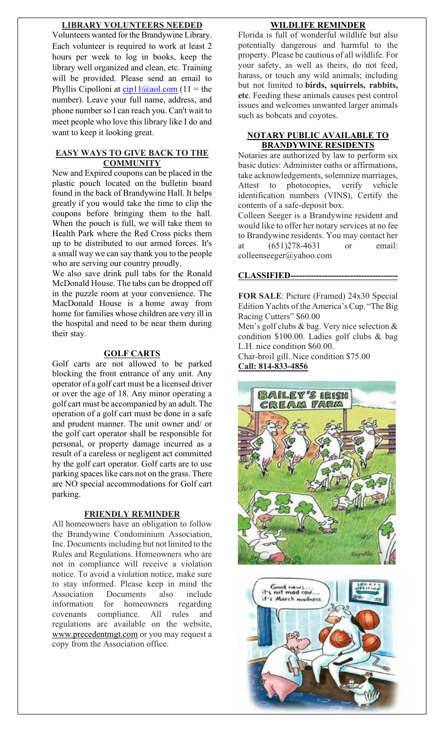## LIBRARY VOLUNTEERS NEEDED

Volunteers wanted for the Brandywine Library. Each volunteer is required to work at least 2 hours per week to log in books, keep the library well organized and clean, etc. Training will be provided. Please send an email to Phyllis Cipolloni at cip11@aol.com (11 = the number). Leave your full name, address, and phone number so I can reach you. Can't wait to meet people who love this library like I do and want to keep it looking great.

## EASY WAYS TO GIVE BACK TO THE COMMUNITY

New and Expired coupons can be placed in the plastic pouch located on the bulletin board found in the back of Brandywine Hall. It helps greatly if you would take the time to clip the coupons before bringing them to the hall. When the pouch is full, we will take them to Health Park where the Red Cross picks them up to be distributed to our armed forces. It's a small way we can say thank you to the people who are serving our country proudly.

We also save drink pull tabs for the Ronald McDonald House. The tabs can be dropped off in the puzzle room at your convenience. The MacDonald House is a home away from home for families whose children are very ill in the hospital and need to be near them during their stay.

## GOLF CARTS

Golf carts are not allowed to be parked blocking the front entrance of any unit. Any operator of a golf cart must be a licensed driver or over the age of 18. Any minor operating a golf cart must be accompanied by an adult. The operation of a golf cart must be done in a safe and prudent manner. The unit owner and/ or the golf cart operator shall be responsible for personal, or property damage incurred as a result of a careless or negligent act committed by the golf cart operator. Golf carts are to use parking spaces like cars not on the grass. There are NO special accommodations for Golf cart parking.

## FRIENDLY REMINDER

All homeowners have an obligation to follow the Brandywine Condominium Association, Inc. Documents including but not limited to the Rules and Regulations. Homeowners who are not in compliance will receive a violation notice. To avoid a violation notice, make sure to stay informed. Please keep in mind the Association Documents also include information for homeowners regarding covenants compliance. All rules and regulations are available on the website, www.precedentmgt.com or you may request a copy from the Association office.

## WILDLIFE REMINDER

Florida is full of wonderful wildlife but also potentially dangerous and harmful to the property. Please be cautious of all wildlife. For your safety, as well as theirs, do not feed, harass, or touch any wild animals; including but not limited to **birds, squirrels, rabbits, etc**. Feeding these animals causes pest control issues and welcomes unwanted larger animals such as bobcats and coyotes.

## NOTARY PUBLIC AVAILABLE TO BRANDYWINE RESIDENTS

Notaries are authorized by law to perform six basic duties: Administer oaths or affirmations, take acknowledgements, solemnize marriages, Attest to photocopies, verify vehicle identification numbers (VINS), Certify the contents of a safe-deposit box.

Colleen Seeger is a Brandywine resident and would like to offer her notary services at no fee to Brandywine residents. You may contact her at (651)278-4631 or email: colleenseeger@yahoo.com

## CLASSIFIED-------------------------------------

**FOR SALE**: Picture (Framed) 24x30 Special Edition Yachts of the America's Cup. "The Big Racing Cutters" $60.00

Men's golf clubs & bag. Very nice selection & condition $100.00. Ladies golf clubs & bag L.H. nice condition $60.00.

Char-broil gill. Nice condition $75.00

**Call: 814-833-4856**